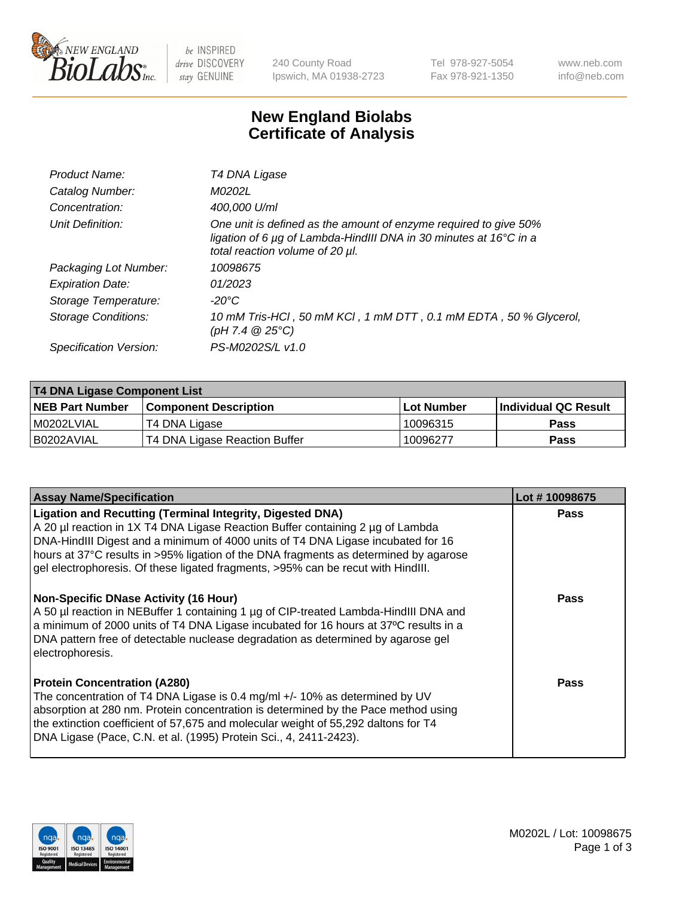# New England Biolabs Certificate of Analysis

| | |
|---|---|
| *Product Name:* | *T4 DNA Ligase* |
| *Catalog Number:* | *M0202L* |
| *Concentration:* | *400,000 U/ml* |
| *Unit Definition:* | *One unit is defined as the amount of enzyme required to give 50% ligation of 6 µg of Lambda-HindIII DNA in 30 minutes at 16°C in a total reaction volume of 20 µl.* |
| *Packaging Lot Number:* | *10098675* |
| *Expiration Date:* | *01/2023* |
| *Storage Temperature:* | *-20°C* |
| *Storage Conditions:* | *10 mM Tris-HCl , 50 mM KCl , 1 mM DTT , 0.1 mM EDTA , 50 % Glycerol, (pH 7.4 @ 25°C)* |
| *Specification Version:* | *PS-M0202S/L v1.0* |

**T4 DNA Ligase Component List**

| NEB Part Number | Component Description | Lot Number | Individual QC Result |
|---|---|---|---|
| M0202LVIAL | T4 DNA Ligase | 10096315 | Pass |
| B0202AVIAL | T4 DNA Ligase Reaction Buffer | 10096277 | Pass |

| Assay Name/Specification | Lot # 10098675 |
|---|---|
| **Ligation and Recutting (Terminal Integrity, Digested DNA)** A 20 µl reaction in 1X T4 DNA Ligase Reaction Buffer containing 2 µg of Lambda DNA-HindIII Digest and a minimum of 4000 units of T4 DNA Ligase incubated for 16 hours at 37°C results in >95% ligation of the DNA fragments as determined by agarose gel electrophoresis. Of these ligated fragments, >95% can be recut with HindIII. | Pass |
| **Non-Specific DNase Activity (16 Hour)** A 50 µl reaction in NEBuffer 1 containing 1 µg of CIP-treated Lambda-HindIII DNA and a minimum of 2000 units of T4 DNA Ligase incubated for 16 hours at 37ºC results in a DNA pattern free of detectable nuclease degradation as determined by agarose gel electrophoresis. | Pass |
| **Protein Concentration (A280)** The concentration of T4 DNA Ligase is 0.4 mg/ml +/- 10% as determined by UV absorption at 280 nm. Protein concentration is determined by the Pace method using the extinction coefficient of 57,675 and molecular weight of 55,292 daltons for T4 DNA Ligase (Pace, C.N. et al. (1995) Protein Sci., 4, 2411-2423). | Pass |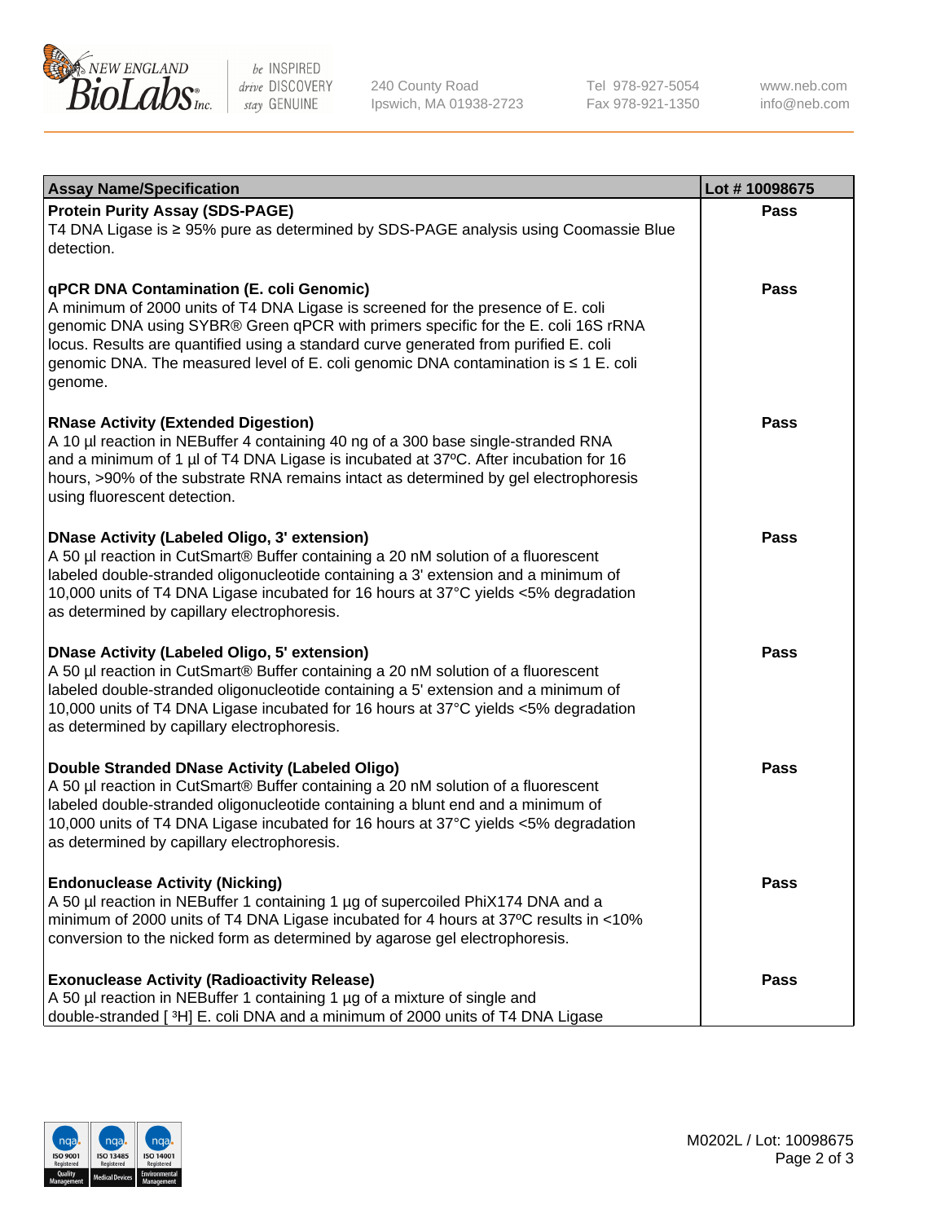| Assay Name/Specification | Lot # 10098675 |
|---|---|
| **Protein Purity Assay (SDS-PAGE)**<br>T4 DNA Ligase is ≥ 95% pure as determined by SDS-PAGE analysis using Coomassie Blue detection. | **Pass** |
| **qPCR DNA Contamination (E. coli Genomic)**<br>A minimum of 2000 units of T4 DNA Ligase is screened for the presence of E. coli genomic DNA using SYBR® Green qPCR with primers specific for the E. coli 16S rRNA locus. Results are quantified using a standard curve generated from purified E. coli genomic DNA. The measured level of E. coli genomic DNA contamination is ≤ 1 E. coli genome. | **Pass** |
| **RNase Activity (Extended Digestion)**<br>A 10 µl reaction in NEBuffer 4 containing 40 ng of a 300 base single-stranded RNA and a minimum of 1 µl of T4 DNA Ligase is incubated at 37ºC. After incubation for 16 hours, >90% of the substrate RNA remains intact as determined by gel electrophoresis using fluorescent detection. | **Pass** |
| **DNase Activity (Labeled Oligo, 3' extension)**<br>A 50 µl reaction in CutSmart® Buffer containing a 20 nM solution of a fluorescent labeled double-stranded oligonucleotide containing a 3' extension and a minimum of 10,000 units of T4 DNA Ligase incubated for 16 hours at 37°C yields <5% degradation as determined by capillary electrophoresis. | **Pass** |
| **DNase Activity (Labeled Oligo, 5' extension)**<br>A 50 µl reaction in CutSmart® Buffer containing a 20 nM solution of a fluorescent labeled double-stranded oligonucleotide containing a 5' extension and a minimum of 10,000 units of T4 DNA Ligase incubated for 16 hours at 37°C yields <5% degradation as determined by capillary electrophoresis. | **Pass** |
| **Double Stranded DNase Activity (Labeled Oligo)**<br>A 50 µl reaction in CutSmart® Buffer containing a 20 nM solution of a fluorescent labeled double-stranded oligonucleotide containing a blunt end and a minimum of 10,000 units of T4 DNA Ligase incubated for 16 hours at 37°C yields <5% degradation as determined by capillary electrophoresis. | **Pass** |
| **Endonuclease Activity (Nicking)**<br>A 50 µl reaction in NEBuffer 1 containing 1 µg of supercoiled PhiX174 DNA and a minimum of 2000 units of T4 DNA Ligase incubated for 4 hours at 37ºC results in <10% conversion to the nicked form as determined by agarose gel electrophoresis. | **Pass** |
| **Exonuclease Activity (Radioactivity Release)**<br>A 50 µl reaction in NEBuffer 1 containing 1 µg of a mixture of single and double-stranded [ $^3$H] E. coli DNA and a minimum of 2000 units of T4 DNA Ligase | **Pass** |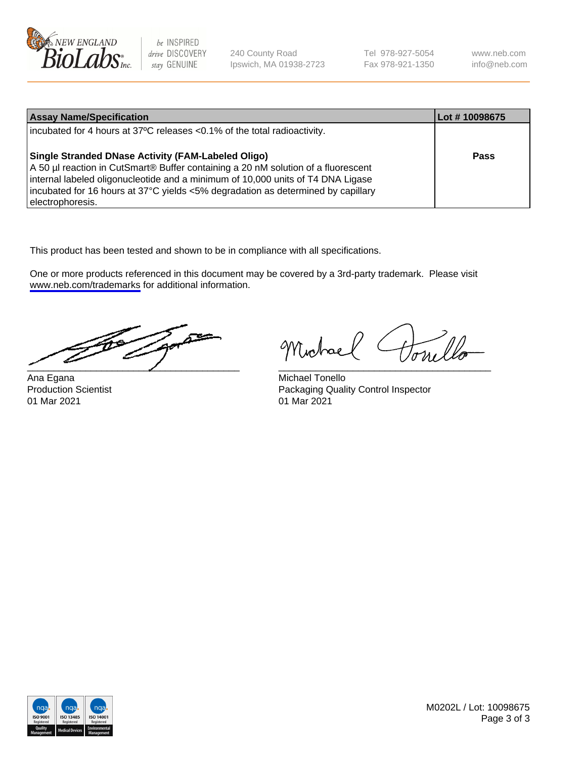| Assay Name/Specification | Lot # 10098675 |
|---|---|
| incubated for 4 hours at 37ºC releases <0.1% of the total radioactivity. | |
| **Single Stranded DNase Activity (FAM-Labeled Oligo)**<br>A 50 µl reaction in CutSmart® Buffer containing a 20 nM solution of a fluorescent internal labeled oligonucleotide and a minimum of 10,000 units of T4 DNA Ligase incubated for 16 hours at 37°C yields <5% degradation as determined by capillary electrophoresis. | **Pass** |

This product has been tested and shown to be in compliance with all specifications.

One or more products referenced in this document may be covered by a 3rd-party trademark. Please visit www.neb.com/trademarks for additional information.

Ana Egana
Production Scientist
01 Mar 2021

Michael Tonello
Packaging Quality Control Inspector
01 Mar 2021

M0202L / Lot: 10098675